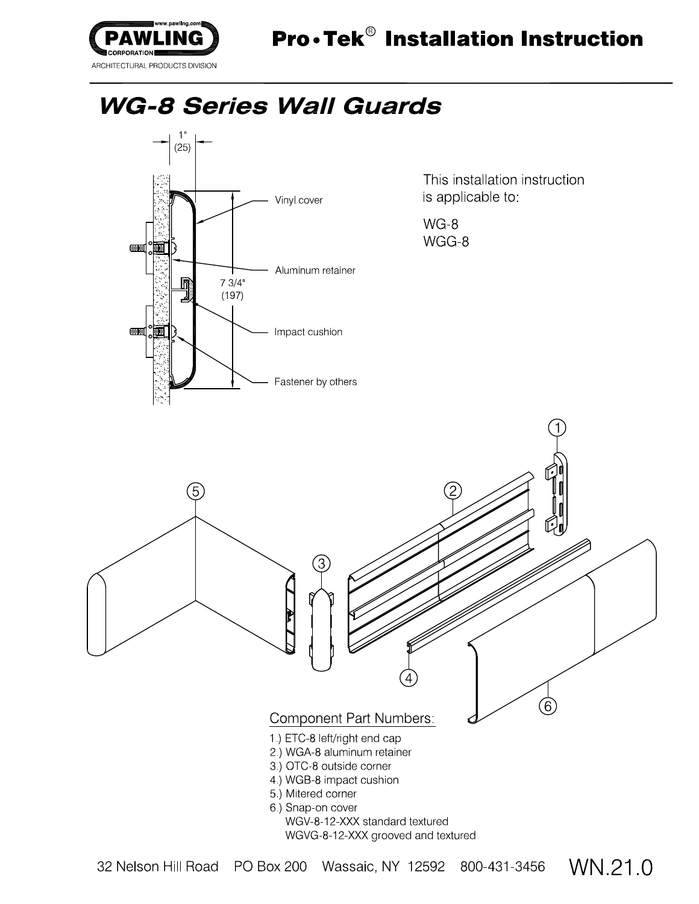# Pro•Tek® Installation Instruction

## WG-8 Series Wall Guards

1" (25)

Vinyl cover

Aluminum retainer

7 3/4" (197)

Impact cushion

Fastener by others

This installation instruction is applicable to:

WG-8
WGG-8

Component Part Numbers:

1.) ETC-8 left/right end cap
2.) WGA-8 aluminum retainer
3.) OTC-8 outside corner
4.) WGB-8 impact cushion
5.) Mitered corner
6.) Snap-on cover
 WGV-8-12-XXX standard textured
 WGVG-8-12-XXX grooved and textured

32 Nelson Hill Road PO Box 200 Wassaic, NY 12592 800-431-3456

WN.21.0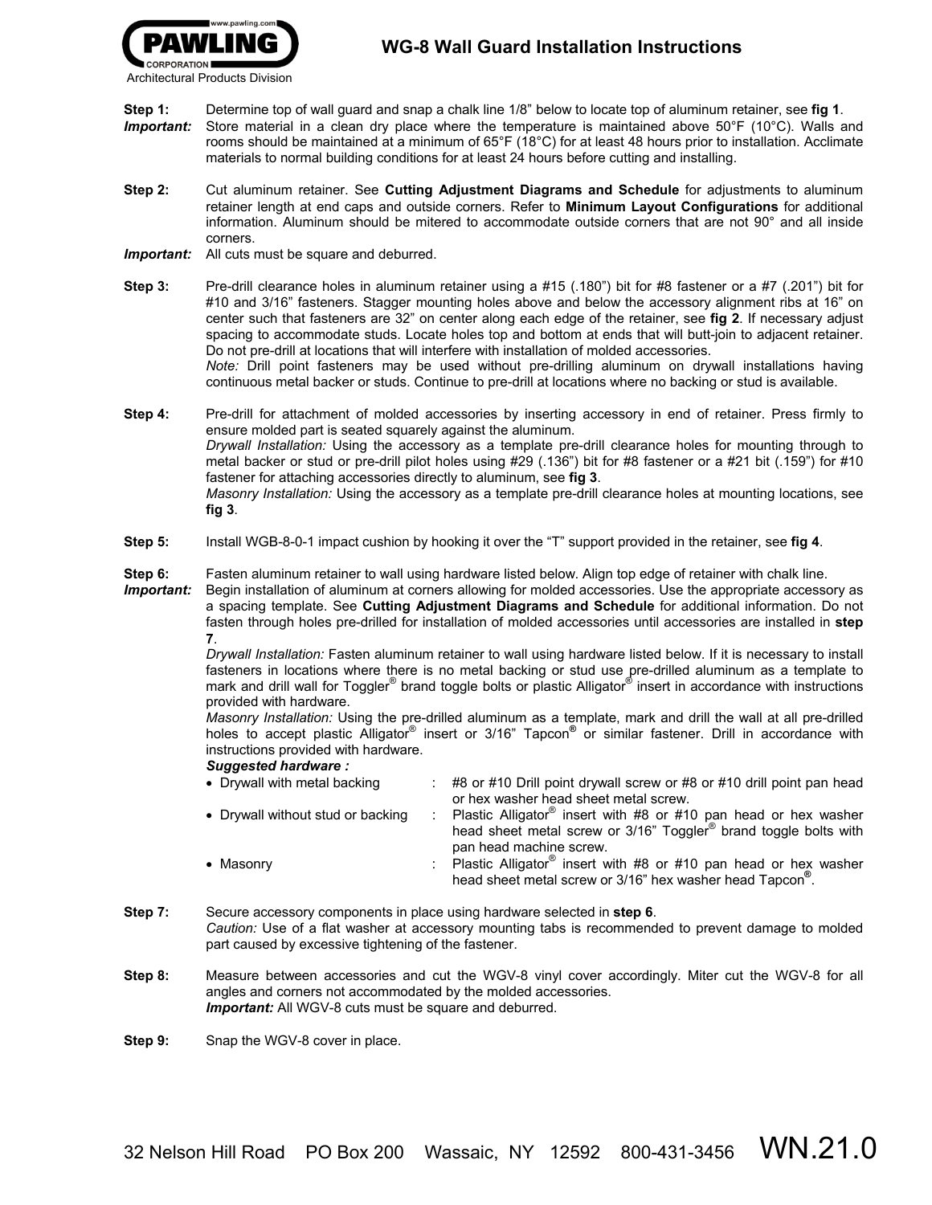PAWLING CORPORATION
www.pawling.com
Architectural Products Division

# WG-8 Wall Guard Installation Instructions

**Step 1:** Determine top of wall guard and snap a chalk line 1/8" below to locate top of aluminum retainer, see **fig 1**.

***Important:*** Store material in a clean dry place where the temperature is maintained above 50°F (10°C). Walls and rooms should be maintained at a minimum of 65°F (18°C) for at least 48 hours prior to installation. Acclimate materials to normal building conditions for at least 24 hours before cutting and installing.

**Step 2:** Cut aluminum retainer. See **Cutting Adjustment Diagrams and Schedule** for adjustments to aluminum retainer length at end caps and outside corners. Refer to **Minimum Layout Configurations** for additional information. Aluminum should be mitered to accommodate outside corners that are not 90° and all inside corners.

***Important:*** All cuts must be square and deburred.

**Step 3:** Pre-drill clearance holes in aluminum retainer using a #15 (.180") bit for #8 fastener or a #7 (.201") bit for #10 and 3/16" fasteners. Stagger mounting holes above and below the accessory alignment ribs at 16" on center such that fasteners are 32" on center along each edge of the retainer, see **fig 2**. If necessary adjust spacing to accommodate studs. Locate holes top and bottom at ends that will butt-join to adjacent retainer. Do not pre-drill at locations that will interfere with installation of molded accessories.
*Note:* Drill point fasteners may be used without pre-drilling aluminum on drywall installations having continuous metal backer or studs. Continue to pre-drill at locations where no backing or stud is available.

**Step 4:** Pre-drill for attachment of molded accessories by inserting accessory in end of retainer. Press firmly to ensure molded part is seated squarely against the aluminum.
*Drywall Installation:* Using the accessory as a template pre-drill clearance holes for mounting through to metal backer or stud or pre-drill pilot holes using #29 (.136") bit for #8 fastener or a #21 bit (.159") for #10 fastener for attaching accessories directly to aluminum, see **fig 3**.
*Masonry Installation:* Using the accessory as a template pre-drill clearance holes at mounting locations, see **fig 3**.

**Step 5:** Install WGB-8-0-1 impact cushion by hooking it over the "T" support provided in the retainer, see **fig 4**.

**Step 6:** Fasten aluminum retainer to wall using hardware listed below. Align top edge of retainer with chalk line.

***Important:*** Begin installation of aluminum at corners allowing for molded accessories. Use the appropriate accessory as a spacing template. See **Cutting Adjustment Diagrams and Schedule** for additional information. Do not fasten through holes pre-drilled for installation of molded accessories until accessories are installed in **step 7**.
*Drywall Installation:* Fasten aluminum retainer to wall using hardware listed below. If it is necessary to install fasteners in locations where there is no metal backing or stud use pre-drilled aluminum as a template to mark and drill wall for Toggler® brand toggle bolts or plastic Alligator® insert in accordance with instructions provided with hardware.
*Masonry Installation:* Using the pre-drilled aluminum as a template, mark and drill the wall at all pre-drilled holes to accept plastic Alligator® insert or 3/16" Tapcon® or similar fastener. Drill in accordance with instructions provided with hardware.

***Suggested hardware :***

- Drywall with metal backing : #8 or #10 Drill point drywall screw or #8 or #10 drill point pan head or hex washer head sheet metal screw.
- Drywall without stud or backing : Plastic Alligator® insert with #8 or #10 pan head or hex washer head sheet metal screw or 3/16" Toggler® brand toggle bolts with pan head machine screw.
- Masonry : Plastic Alligator® insert with #8 or #10 pan head or hex washer head sheet metal screw or 3/16" hex washer head Tapcon®.

**Step 7:** Secure accessory components in place using hardware selected in **step 6**.
*Caution:* Use of a flat washer at accessory mounting tabs is recommended to prevent damage to molded part caused by excessive tightening of the fastener.

**Step 8:** Measure between accessories and cut the WGV-8 vinyl cover accordingly. Miter cut the WGV-8 for all angles and corners not accommodated by the molded accessories.
***Important:*** All WGV-8 cuts must be square and deburred.

**Step 9:** Snap the WGV-8 cover in place.

32 Nelson Hill Road PO Box 200 Wassaic, NY 12592 800-431-3456 WN.21.0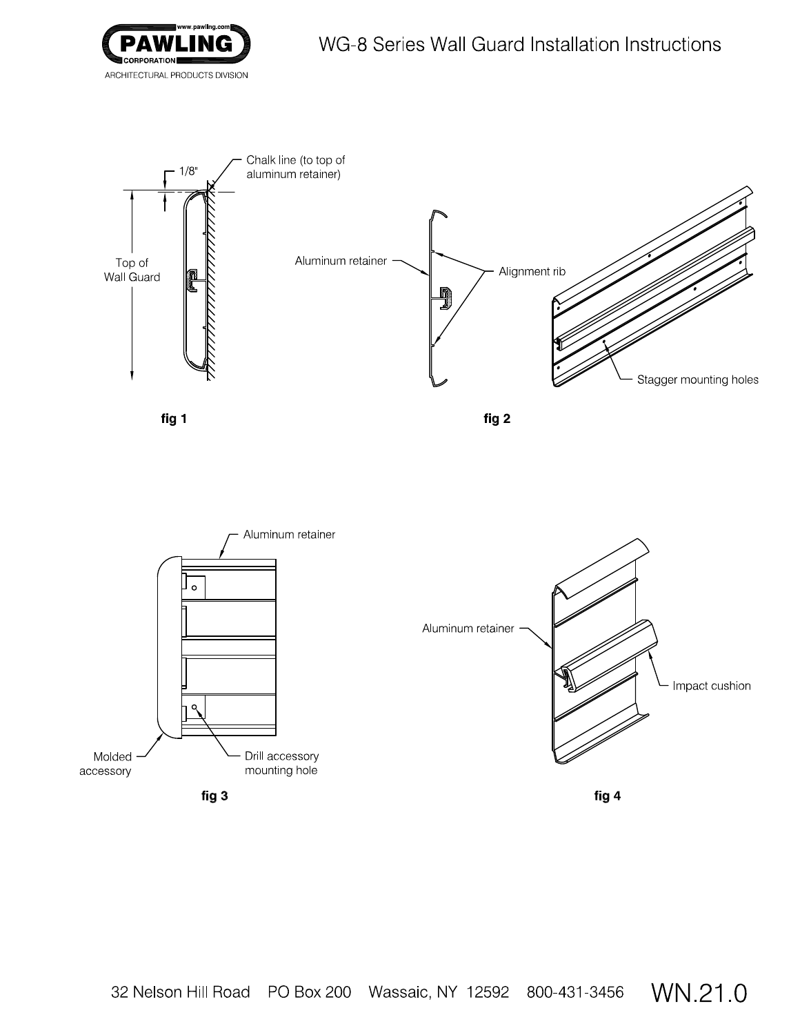# WG-8 Series Wall Guard Installation Instructions

Chalk line (to top of aluminum retainer)

1/8"

Top of Wall Guard

fig 1

Aluminum retainer

Alignment rib

Stagger mounting holes

fig 2

Aluminum retainer

Molded accessory

Drill accessory mounting hole

fig 3

Aluminum retainer

Impact cushion

fig 4

32 Nelson Hill Road PO Box 200 Wassaic, NY 12592 800-431-3456 WN.21.0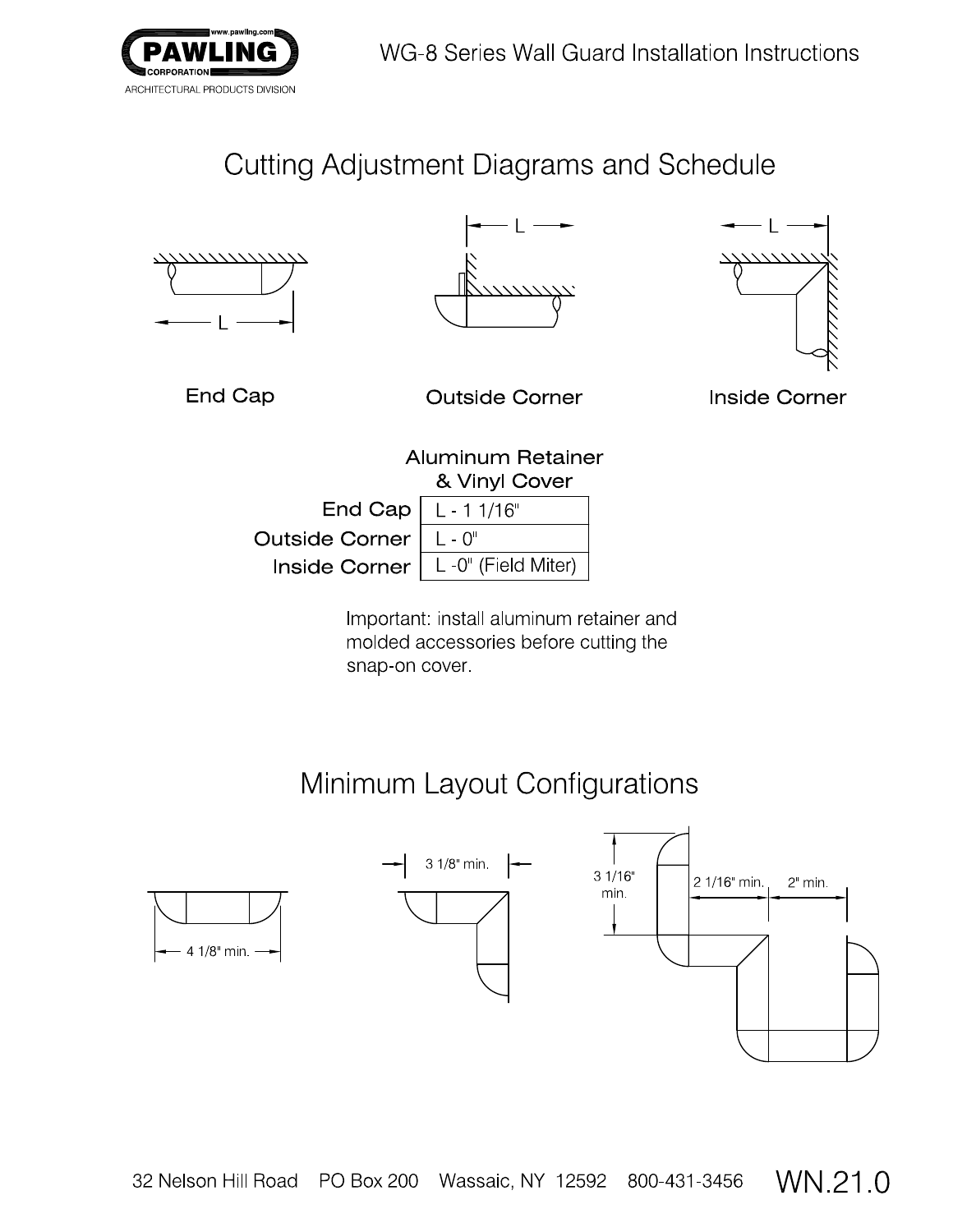# Cutting Adjustment Diagrams and Schedule

L

End Cap

L

Outside Corner

L

Inside Corner

| | Aluminum Retainer & Vinyl Cover |
|---|---|
| End Cap | L - 1 1/16" |
| Outside Corner | L - 0" |
| Inside Corner | L -0" (Field Miter) |

Important: install aluminum retainer and molded accessories before cutting the snap-on cover.

# Minimum Layout Configurations

4 1/8" min.

3 1/8" min.

3 1/16" min.

2 1/16" min.

2" min.